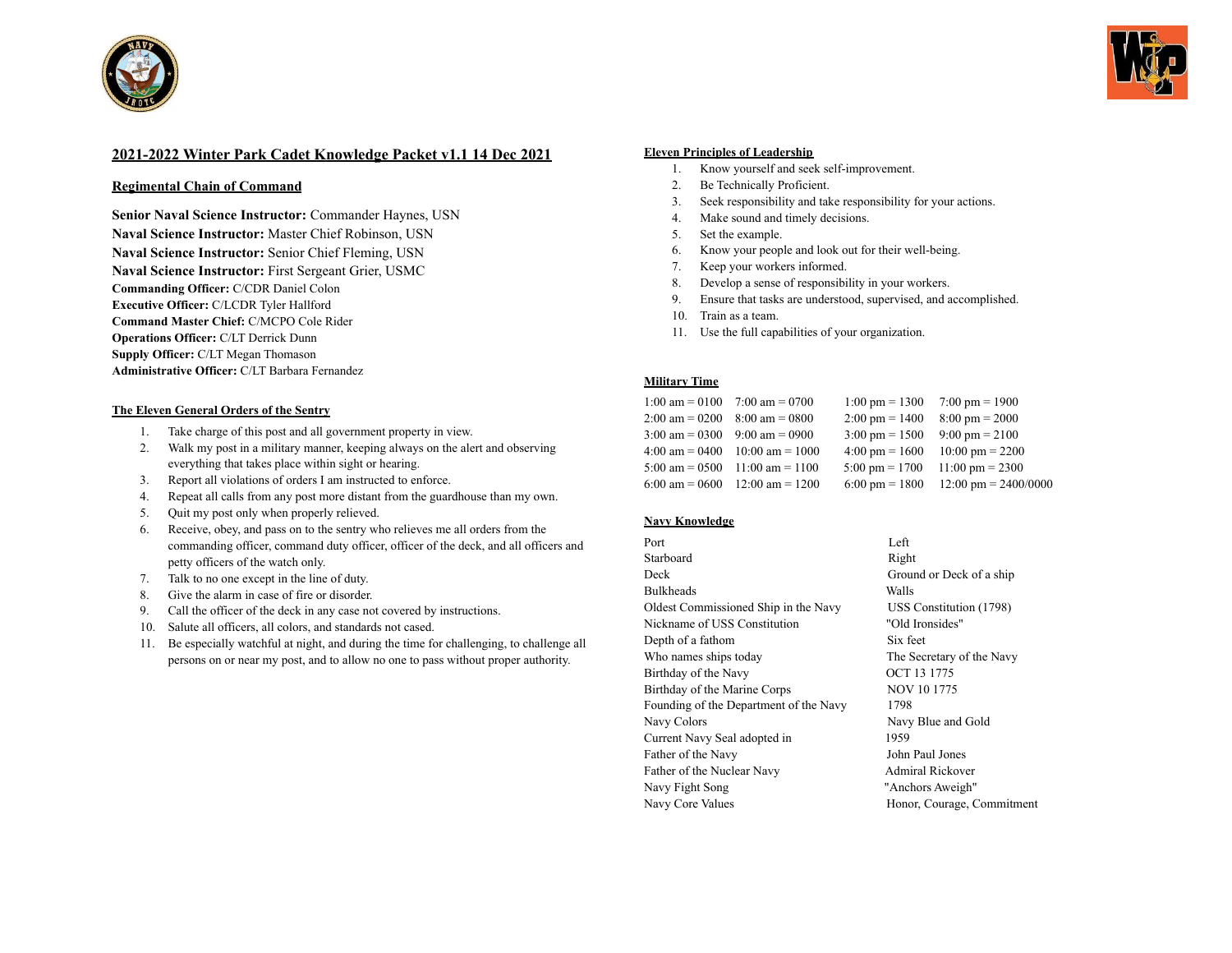# 2021-2022 Winter Park Cadet Knowledge Packet v1.1 14 Dec 2021

## Regimental Chain of Command

**Senior Naval Science Instructor:** Commander Haynes, USN
**Naval Science Instructor:** Master Chief Robinson, USN
**Naval Science Instructor:** Senior Chief Fleming, USN
**Naval Science Instructor:** First Sergeant Grier, USMC
**Commanding Officer:** C/CDR Daniel Colon
**Executive Officer:** C/LCDR Tyler Hallford
**Command Master Chief:** C/MCPO Cole Rider
**Operations Officer:** C/LT Derrick Dunn
**Supply Officer:** C/LT Megan Thomason
**Administrative Officer:** C/LT Barbara Fernandez

## The Eleven General Orders of the Sentry

1. Take charge of this post and all government property in view.
2. Walk my post in a military manner, keeping always on the alert and observing everything that takes place within sight or hearing.
3. Report all violations of orders I am instructed to enforce.
4. Repeat all calls from any post more distant from the guardhouse than my own.
5. Quit my post only when properly relieved.
6. Receive, obey, and pass on to the sentry who relieves me all orders from the commanding officer, command duty officer, officer of the deck, and all officers and petty officers of the watch only.
7. Talk to no one except in the line of duty.
8. Give the alarm in case of fire or disorder.
9. Call the officer of the deck in any case not covered by instructions.
10. Salute all officers, all colors, and standards not cased.
11. Be especially watchful at night, and during the time for challenging, to challenge all persons on or near my post, and to allow no one to pass without proper authority.

## Eleven Principles of Leadership

1. Know yourself and seek self-improvement.
2. Be Technically Proficient.
3. Seek responsibility and take responsibility for your actions.
4. Make sound and timely decisions.
5. Set the example.
6. Know your people and look out for their well-being.
7. Keep your workers informed.
8. Develop a sense of responsibility in your workers.
9. Ensure that tasks are understood, supervised, and accomplished.
10. Train as a team.
11. Use the full capabilities of your organization.

## Military Time

| | | | |
|---|---|---|---|
| 1:00 am = 0100 | 7:00 am = 0700 | 1:00 pm = 1300 | 7:00 pm = 1900 |
| 2:00 am = 0200 | 8:00 am = 0800 | 2:00 pm = 1400 | 8:00 pm = 2000 |
| 3:00 am = 0300 | 9:00 am = 0900 | 3:00 pm = 1500 | 9:00 pm = 2100 |
| 4:00 am = 0400 | 10:00 am = 1000 | 4:00 pm = 1600 | 10:00 pm = 2200 |
| 5:00 am = 0500 | 11:00 am = 1100 | 5:00 pm = 1700 | 11:00 pm = 2300 |
| 6:00 am = 0600 | 12:00 am = 1200 | 6:00 pm = 1800 | 12:00 pm = 2400/0000 |

## Navy Knowledge

| | |
|---|---|
| Port | Left |
| Starboard | Right |
| Deck | Ground or Deck of a ship |
| Bulkheads | Walls |
| Oldest Commissioned Ship in the Navy | USS Constitution (1798) |
| Nickname of USS Constitution | "Old Ironsides" |
| Depth of a fathom | Six feet |
| Who names ships today | The Secretary of the Navy |
| Birthday of the Navy | OCT 13 1775 |
| Birthday of the Marine Corps | NOV 10 1775 |
| Founding of the Department of the Navy | 1798 |
| Navy Colors | Navy Blue and Gold |
| Current Navy Seal adopted in | 1959 |
| Father of the Navy | John Paul Jones |
| Father of the Nuclear Navy | Admiral Rickover |
| Navy Fight Song | "Anchors Aweigh" |
| Navy Core Values | Honor, Courage, Commitment |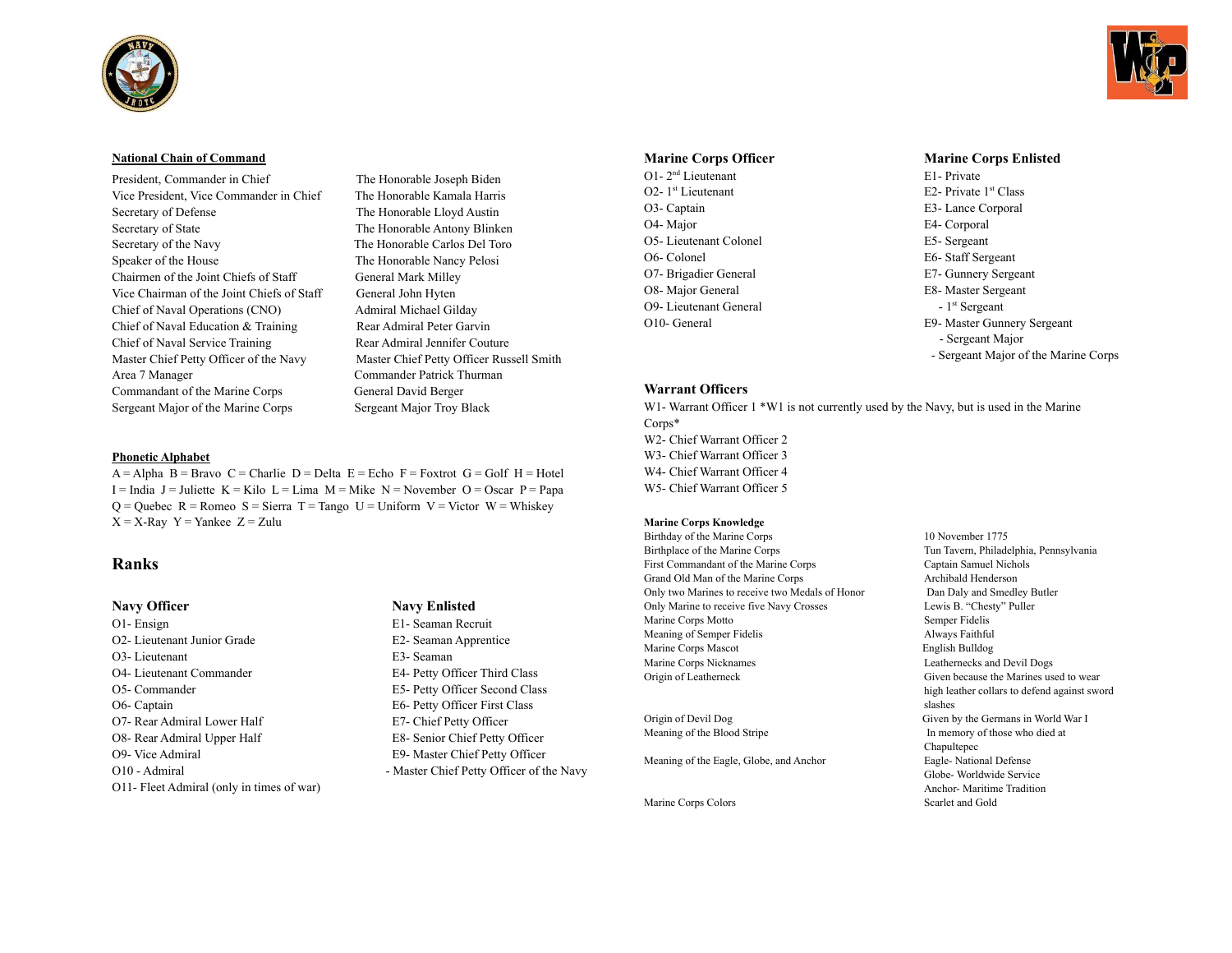## National Chain of Command

| | |
|---|---|
| President, Commander in Chief | The Honorable Joseph Biden |
| Vice President, Vice Commander in Chief | The Honorable Kamala Harris |
| Secretary of Defense | The Honorable Lloyd Austin |
| Secretary of State | The Honorable Antony Blinken |
| Secretary of the Navy | The Honorable Carlos Del Toro |
| Speaker of the House | The Honorable Nancy Pelosi |
| Chairmen of the Joint Chiefs of Staff | General Mark Milley |
| Vice Chairman of the Joint Chiefs of Staff | General John Hyten |
| Chief of Naval Operations (CNO) | Admiral Michael Gilday |
| Chief of Naval Education & Training | Rear Admiral Peter Garvin |
| Chief of Naval Service Training | Rear Admiral Jennifer Couture |
| Master Chief Petty Officer of the Navy | Master Chief Petty Officer Russell Smith |
| Area 7 Manager | Commander Patrick Thurman |
| Commandant of the Marine Corps | General David Berger |
| Sergeant Major of the Marine Corps | Sergeant Major Troy Black |

## Phonetic Alphabet

A = Alpha B = Bravo C = Charlie D = Delta E = Echo F = Foxtrot G = Golf H = Hotel
I = India J = Juliette K = Kilo L = Lima M = Mike N = November O = Oscar P = Papa
Q = Quebec R = Romeo S = Sierra T = Tango U = Uniform V = Victor W = Whiskey
X = X-Ray Y = Yankee Z = Zulu

# Ranks

### Navy Officer

O1- Ensign
O2- Lieutenant Junior Grade
O3- Lieutenant
O4- Lieutenant Commander
O5- Commander
O6- Captain
O7- Rear Admiral Lower Half
O8- Rear Admiral Upper Half
O9- Vice Admiral
O10 - Admiral
O11- Fleet Admiral (only in times of war)

### Navy Enlisted

E1- Seaman Recruit
E2- Seaman Apprentice
E3- Seaman
E4- Petty Officer Third Class
E5- Petty Officer Second Class
E6- Petty Officer First Class
E7- Chief Petty Officer
E8- Senior Chief Petty Officer
E9- Master Chief Petty Officer
- Master Chief Petty Officer of the Navy

### Marine Corps Officer

O1- 2nd Lieutenant
O2- 1st Lieutenant
O3- Captain
O4- Major
O5- Lieutenant Colonel
O6- Colonel
O7- Brigadier General
O8- Major General
O9- Lieutenant General
O10- General

### Marine Corps Enlisted

E1- Private
E2- Private 1st Class
E3- Lance Corporal
E4- Corporal
E5- Sergeant
E6- Staff Sergeant
E7- Gunnery Sergeant
E8- Master Sergeant
- 1st Sergeant
E9- Master Gunnery Sergeant
- Sergeant Major
- Sergeant Major of the Marine Corps

### Warrant Officers

W1- Warrant Officer 1 *W1 is not currently used by the Navy, but is used in the Marine Corps*
W2- Chief Warrant Officer 2
W3- Chief Warrant Officer 3
W4- Chief Warrant Officer 4
W5- Chief Warrant Officer 5

#### Marine Corps Knowledge

| | |
|---|---|
| Birthday of the Marine Corps | 10 November 1775 |
| Birthplace of the Marine Corps | Tun Tavern, Philadelphia, Pennsylvania |
| First Commandant of the Marine Corps | Captain Samuel Nichols |
| Grand Old Man of the Marine Corps | Archibald Henderson |
| Only two Marines to receive two Medals of Honor | Dan Daly and Smedley Butler |
| Only Marine to receive five Navy Crosses | Lewis B. "Chesty" Puller |
| Marine Corps Motto | Semper Fidelis |
| Meaning of Semper Fidelis | Always Faithful |
| Marine Corps Mascot | English Bulldog |
| Marine Corps Nicknames | Leathernecks and Devil Dogs |
| Origin of Leatherneck | Given because the Marines used to wear high leather collars to defend against sword slashes |
| Origin of Devil Dog | Given by the Germans in World War I |
| Meaning of the Blood Stripe | In memory of those who died at Chapultepec |
| Meaning of the Eagle, Globe, and Anchor | Eagle- National Defense<br>Globe- Worldwide Service<br>Anchor- Maritime Tradition |
| Marine Corps Colors | Scarlet and Gold |